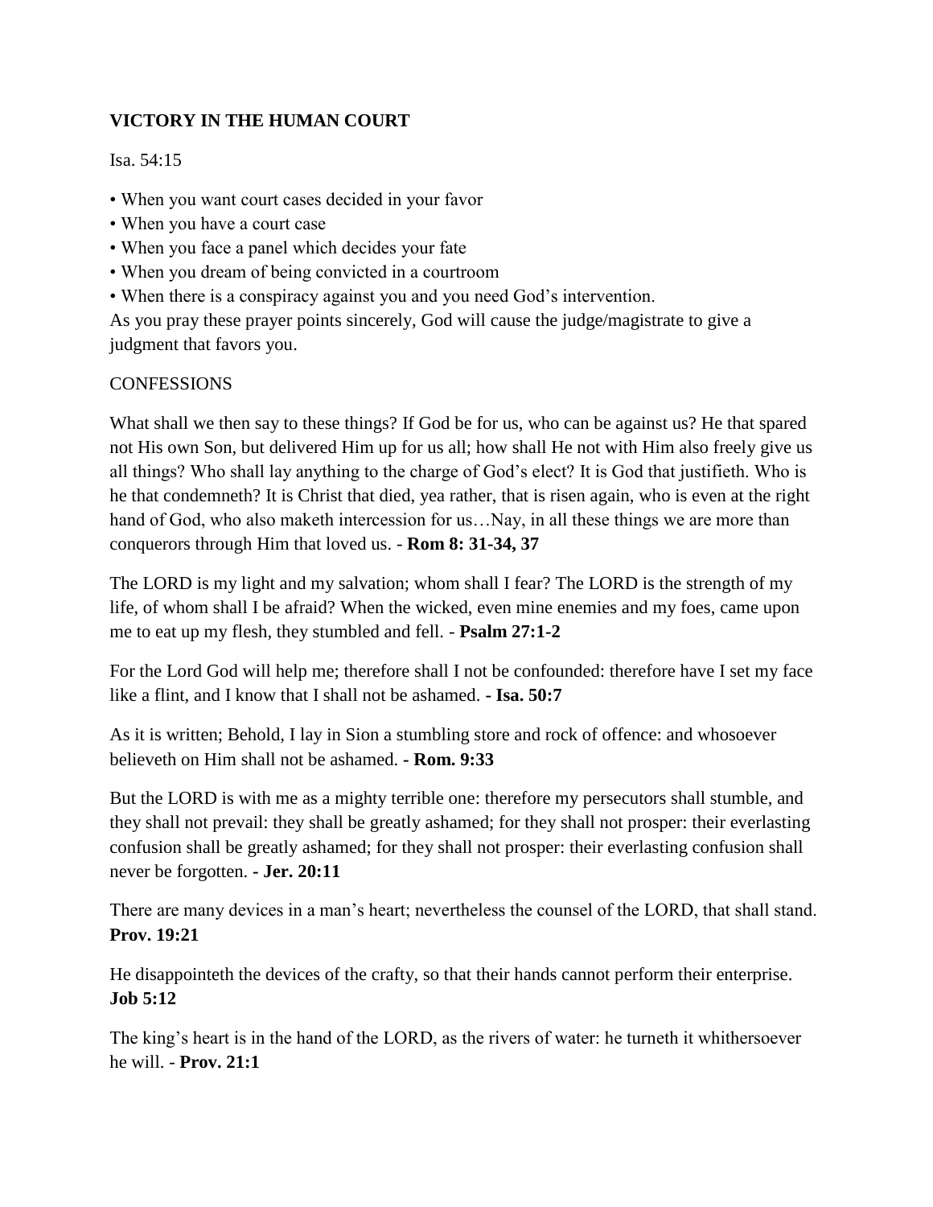**VICTORY IN THE HUMAN COURT**

Isa. 54:15

- When you want court cases decided in your favor
- When you have a court case
- When you face a panel which decides your fate
- When you dream of being convicted in a courtroom
- When there is a conspiracy against you and you need God's intervention.

As you pray these prayer points sincerely, God will cause the judge/magistrate to give a judgment that favors you.

CONFESSIONS

What shall we then say to these things? If God be for us, who can be against us? He that spared not His own Son, but delivered Him up for us all; how shall He not with Him also freely give us all things? Who shall lay anything to the charge of God's elect? It is God that justifieth. Who is he that condemneth? It is Christ that died, yea rather, that is risen again, who is even at the right hand of God, who also maketh intercession for us…Nay, in all these things we are more than conquerors through Him that loved us. - **Rom 8: 31-34, 37**

The LORD is my light and my salvation; whom shall I fear? The LORD is the strength of my life, of whom shall I be afraid? When the wicked, even mine enemies and my foes, came upon me to eat up my flesh, they stumbled and fell. - **Psalm 27:1-2**

For the Lord God will help me; therefore shall I not be confounded: therefore have I set my face like a flint, and I know that I shall not be ashamed. **- Isa. 50:7**

As it is written; Behold, I lay in Sion a stumbling store and rock of offence: and whosoever believeth on Him shall not be ashamed. **- Rom. 9:33**

But the LORD is with me as a mighty terrible one: therefore my persecutors shall stumble, and they shall not prevail: they shall be greatly ashamed; for they shall not prosper: their everlasting confusion shall be greatly ashamed; for they shall not prosper: their everlasting confusion shall never be forgotten. **- Jer. 20:11**

There are many devices in a man's heart; nevertheless the counsel of the LORD, that shall stand. **Prov. 19:21**

He disappointeth the devices of the crafty, so that their hands cannot perform their enterprise. **Job 5:12**

The king's heart is in the hand of the LORD, as the rivers of water: he turneth it whithersoever he will. - **Prov. 21:1**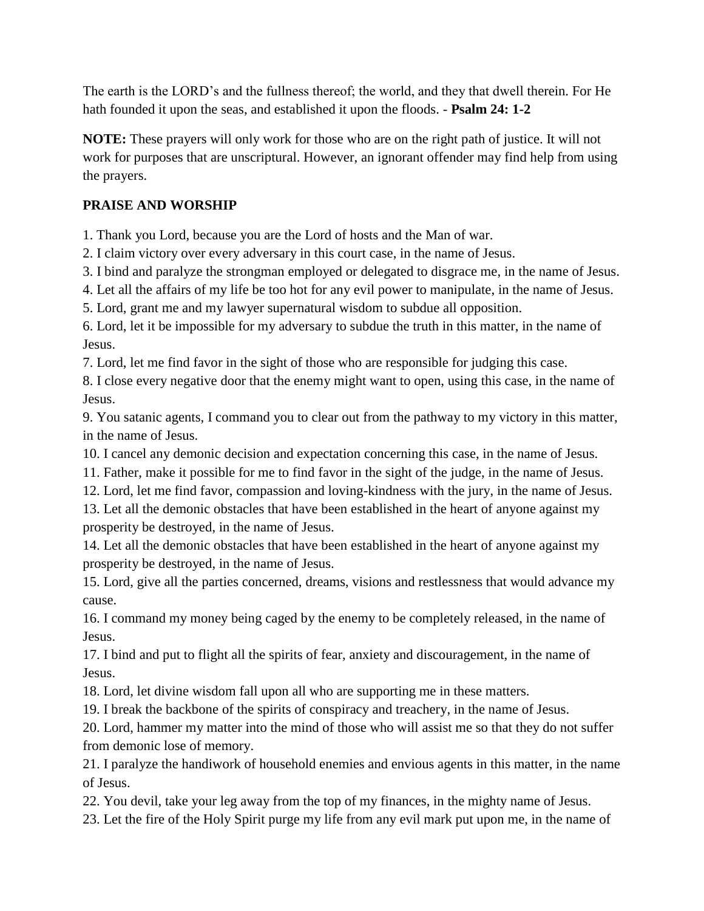The earth is the LORD's and the fullness thereof; the world, and they that dwell therein. For He hath founded it upon the seas, and established it upon the floods. - **Psalm 24: 1-2**

**NOTE:** These prayers will only work for those who are on the right path of justice. It will not work for purposes that are unscriptural. However, an ignorant offender may find help from using the prayers.

## PRAISE AND WORSHIP

1. Thank you Lord, because you are the Lord of hosts and the Man of war.
2. I claim victory over every adversary in this court case, in the name of Jesus.
3. I bind and paralyze the strongman employed or delegated to disgrace me, in the name of Jesus.
4. Let all the affairs of my life be too hot for any evil power to manipulate, in the name of Jesus.
5. Lord, grant me and my lawyer supernatural wisdom to subdue all opposition.
6. Lord, let it be impossible for my adversary to subdue the truth in this matter, in the name of Jesus.
7. Lord, let me find favor in the sight of those who are responsible for judging this case.
8. I close every negative door that the enemy might want to open, using this case, in the name of Jesus.
9. You satanic agents, I command you to clear out from the pathway to my victory in this matter, in the name of Jesus.
10. I cancel any demonic decision and expectation concerning this case, in the name of Jesus.
11. Father, make it possible for me to find favor in the sight of the judge, in the name of Jesus.
12. Lord, let me find favor, compassion and loving-kindness with the jury, in the name of Jesus.
13. Let all the demonic obstacles that have been established in the heart of anyone against my prosperity be destroyed, in the name of Jesus.
14. Let all the demonic obstacles that have been established in the heart of anyone against my prosperity be destroyed, in the name of Jesus.
15. Lord, give all the parties concerned, dreams, visions and restlessness that would advance my cause.
16. I command my money being caged by the enemy to be completely released, in the name of Jesus.
17. I bind and put to flight all the spirits of fear, anxiety and discouragement, in the name of Jesus.
18. Lord, let divine wisdom fall upon all who are supporting me in these matters.
19. I break the backbone of the spirits of conspiracy and treachery, in the name of Jesus.
20. Lord, hammer my matter into the mind of those who will assist me so that they do not suffer from demonic lose of memory.
21. I paralyze the handiwork of household enemies and envious agents in this matter, in the name of Jesus.
22. You devil, take your leg away from the top of my finances, in the mighty name of Jesus.
23. Let the fire of the Holy Spirit purge my life from any evil mark put upon me, in the name of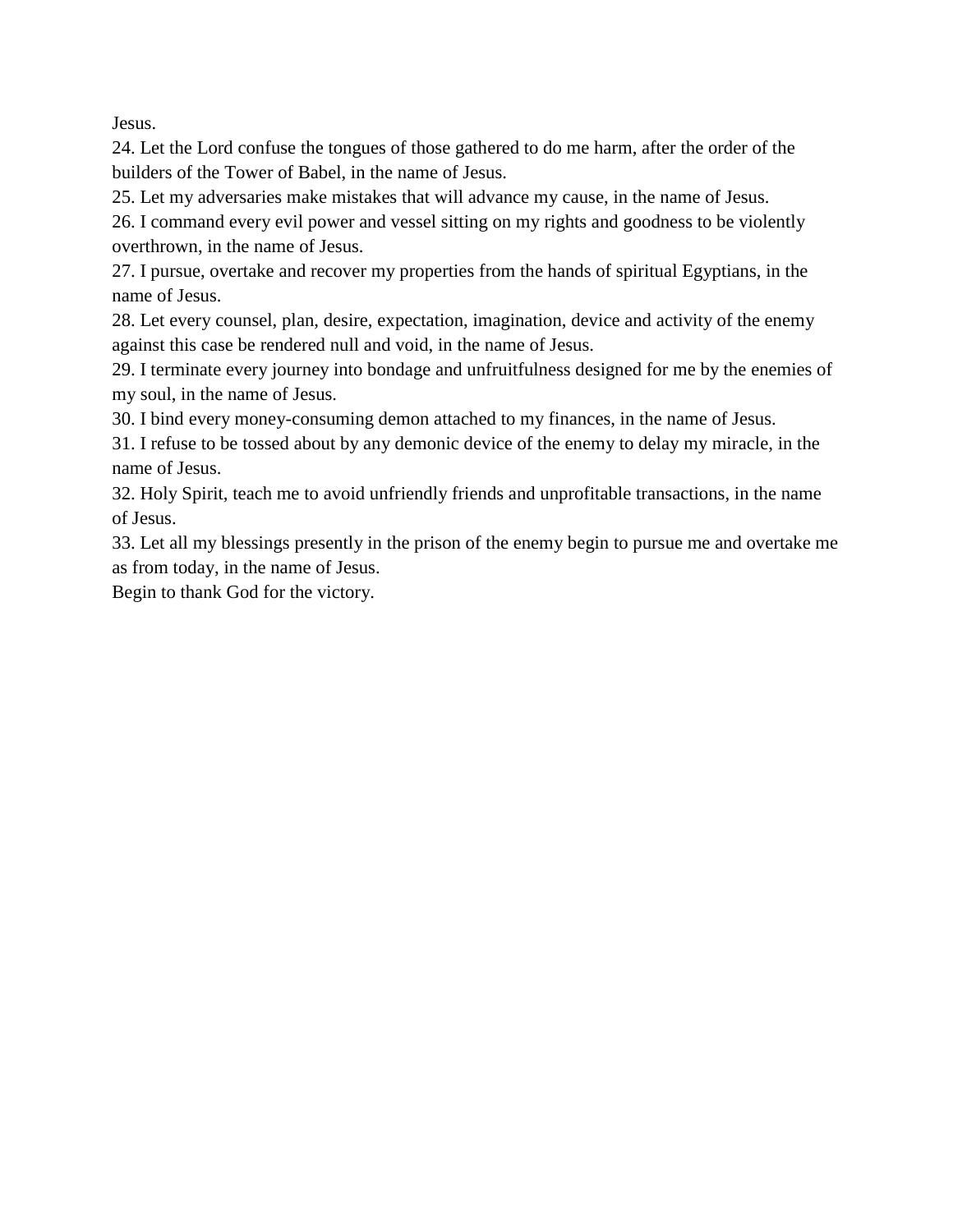Jesus.

24. Let the Lord confuse the tongues of those gathered to do me harm, after the order of the builders of the Tower of Babel, in the name of Jesus.
25. Let my adversaries make mistakes that will advance my cause, in the name of Jesus.
26. I command every evil power and vessel sitting on my rights and goodness to be violently overthrown, in the name of Jesus.
27. I pursue, overtake and recover my properties from the hands of spiritual Egyptians, in the name of Jesus.
28. Let every counsel, plan, desire, expectation, imagination, device and activity of the enemy against this case be rendered null and void, in the name of Jesus.
29. I terminate every journey into bondage and unfruitfulness designed for me by the enemies of my soul, in the name of Jesus.
30. I bind every money-consuming demon attached to my finances, in the name of Jesus.
31. I refuse to be tossed about by any demonic device of the enemy to delay my miracle, in the name of Jesus.
32. Holy Spirit, teach me to avoid unfriendly friends and unprofitable transactions, in the name of Jesus.
33. Let all my blessings presently in the prison of the enemy begin to pursue me and overtake me as from today, in the name of Jesus.

Begin to thank God for the victory.